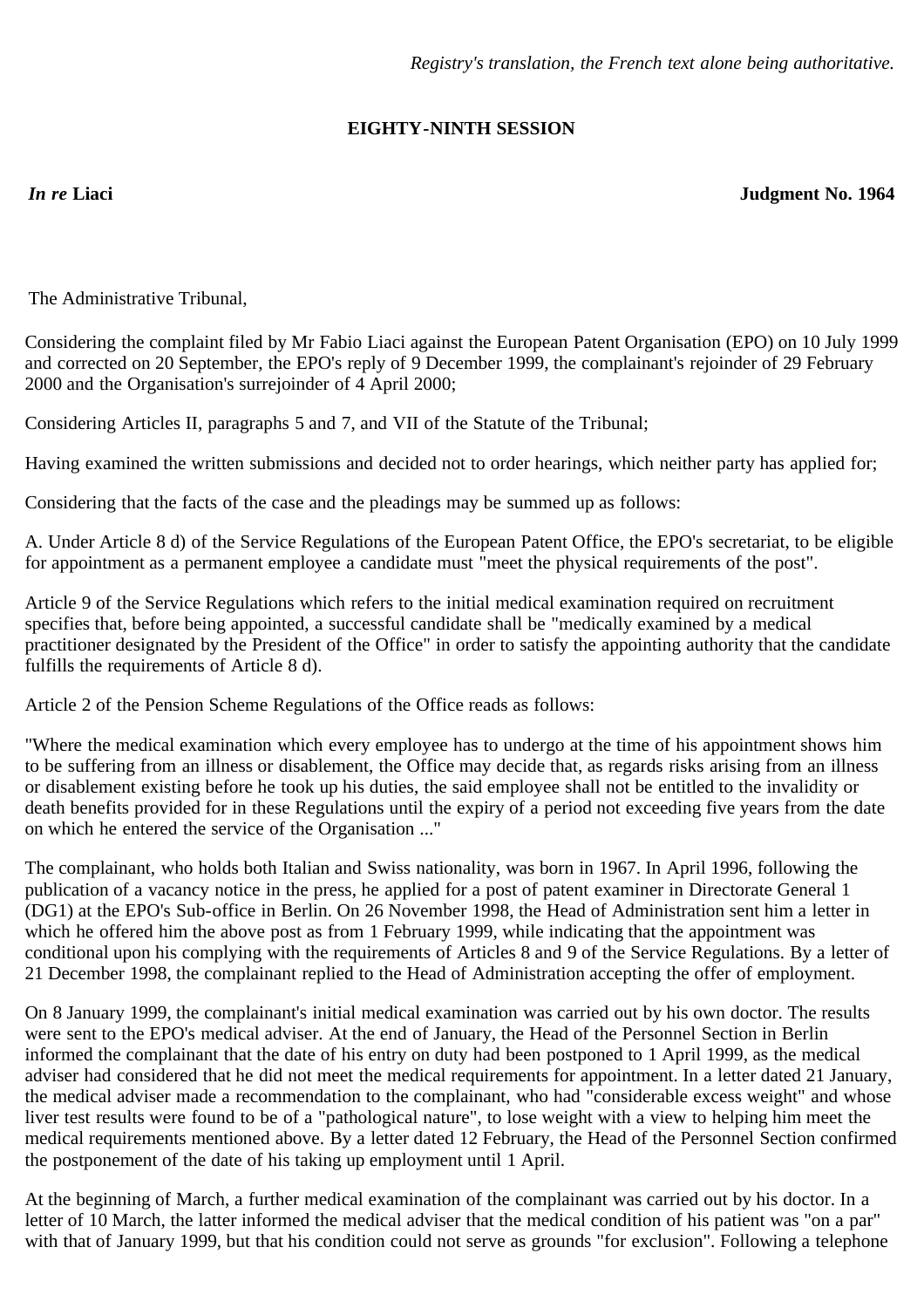*Registry's translation, the French text alone being authoritative.*

**EIGHTY-NINTH SESSION**

***In re* Liaci** **Judgment No. 1964**

The Administrative Tribunal,

Considering the complaint filed by Mr Fabio Liaci against the European Patent Organisation (EPO) on 10 July 1999 and corrected on 20 September, the EPO's reply of 9 December 1999, the complainant's rejoinder of 29 February 2000 and the Organisation's surrejoinder of 4 April 2000;

Considering Articles II, paragraphs 5 and 7, and VII of the Statute of the Tribunal;

Having examined the written submissions and decided not to order hearings, which neither party has applied for;

Considering that the facts of the case and the pleadings may be summed up as follows:

A. Under Article 8 d) of the Service Regulations of the European Patent Office, the EPO's secretariat, to be eligible for appointment as a permanent employee a candidate must "meet the physical requirements of the post".

Article 9 of the Service Regulations which refers to the initial medical examination required on recruitment specifies that, before being appointed, a successful candidate shall be "medically examined by a medical practitioner designated by the President of the Office" in order to satisfy the appointing authority that the candidate fulfills the requirements of Article 8 d).

Article 2 of the Pension Scheme Regulations of the Office reads as follows:

"Where the medical examination which every employee has to undergo at the time of his appointment shows him to be suffering from an illness or disablement, the Office may decide that, as regards risks arising from an illness or disablement existing before he took up his duties, the said employee shall not be entitled to the invalidity or death benefits provided for in these Regulations until the expiry of a period not exceeding five years from the date on which he entered the service of the Organisation ..."

The complainant, who holds both Italian and Swiss nationality, was born in 1967. In April 1996, following the publication of a vacancy notice in the press, he applied for a post of patent examiner in Directorate General 1 (DG1) at the EPO's Sub-office in Berlin. On 26 November 1998, the Head of Administration sent him a letter in which he offered him the above post as from 1 February 1999, while indicating that the appointment was conditional upon his complying with the requirements of Articles 8 and 9 of the Service Regulations. By a letter of 21 December 1998, the complainant replied to the Head of Administration accepting the offer of employment.

On 8 January 1999, the complainant's initial medical examination was carried out by his own doctor. The results were sent to the EPO's medical adviser. At the end of January, the Head of the Personnel Section in Berlin informed the complainant that the date of his entry on duty had been postponed to 1 April 1999, as the medical adviser had considered that he did not meet the medical requirements for appointment. In a letter dated 21 January, the medical adviser made a recommendation to the complainant, who had "considerable excess weight" and whose liver test results were found to be of a "pathological nature", to lose weight with a view to helping him meet the medical requirements mentioned above. By a letter dated 12 February, the Head of the Personnel Section confirmed the postponement of the date of his taking up employment until 1 April.

At the beginning of March, a further medical examination of the complainant was carried out by his doctor. In a letter of 10 March, the latter informed the medical adviser that the medical condition of his patient was "on a par" with that of January 1999, but that his condition could not serve as grounds "for exclusion". Following a telephone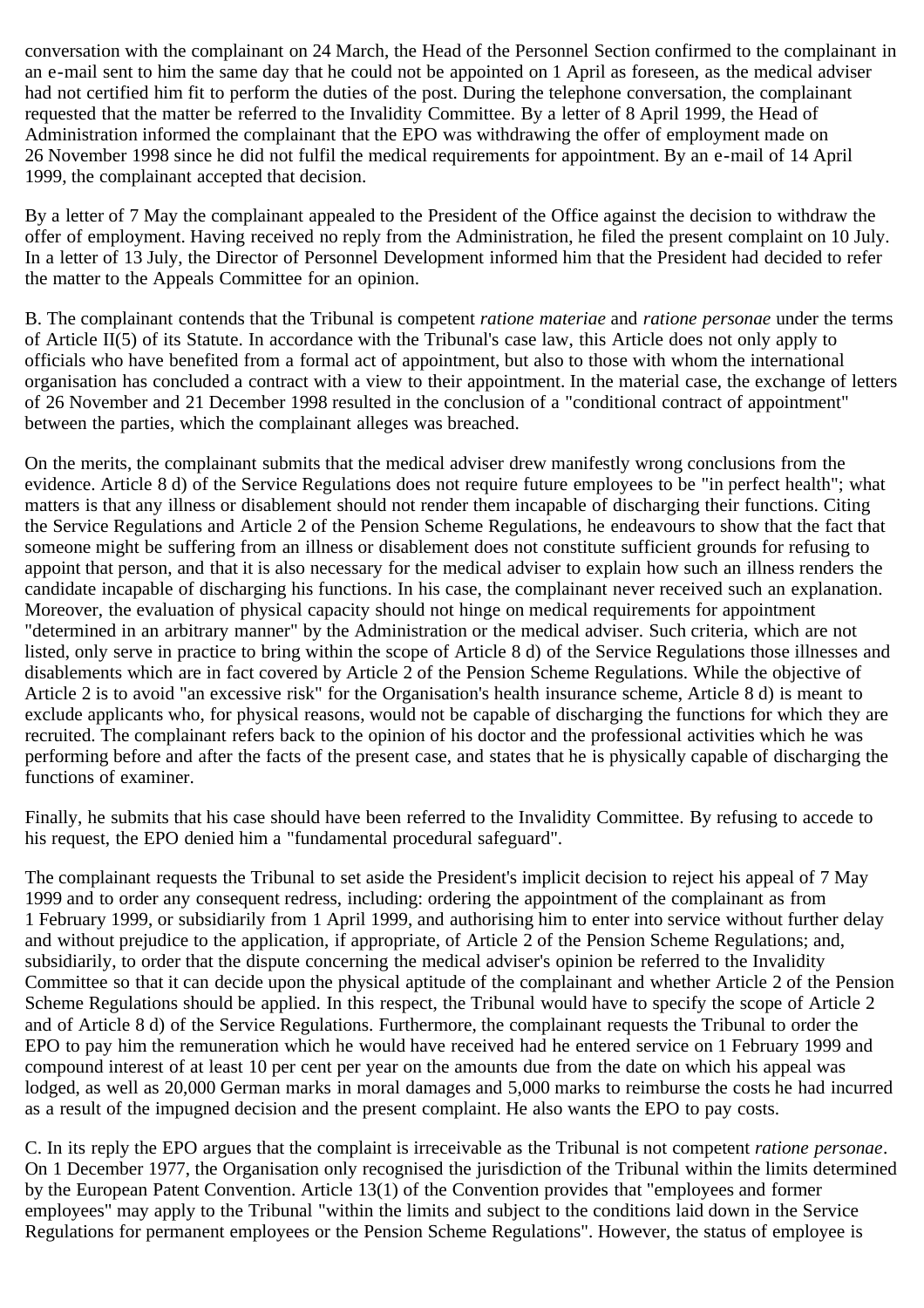conversation with the complainant on 24 March, the Head of the Personnel Section confirmed to the complainant in an e-mail sent to him the same day that he could not be appointed on 1 April as foreseen, as the medical adviser had not certified him fit to perform the duties of the post. During the telephone conversation, the complainant requested that the matter be referred to the Invalidity Committee. By a letter of 8 April 1999, the Head of Administration informed the complainant that the EPO was withdrawing the offer of employment made on 26 November 1998 since he did not fulfil the medical requirements for appointment. By an e-mail of 14 April 1999, the complainant accepted that decision.

By a letter of 7 May the complainant appealed to the President of the Office against the decision to withdraw the offer of employment. Having received no reply from the Administration, he filed the present complaint on 10 July. In a letter of 13 July, the Director of Personnel Development informed him that the President had decided to refer the matter to the Appeals Committee for an opinion.

B. The complainant contends that the Tribunal is competent *ratione materiae* and *ratione personae* under the terms of Article II(5) of its Statute. In accordance with the Tribunal's case law, this Article does not only apply to officials who have benefited from a formal act of appointment, but also to those with whom the international organisation has concluded a contract with a view to their appointment. In the material case, the exchange of letters of 26 November and 21 December 1998 resulted in the conclusion of a "conditional contract of appointment" between the parties, which the complainant alleges was breached.

On the merits, the complainant submits that the medical adviser drew manifestly wrong conclusions from the evidence. Article 8 d) of the Service Regulations does not require future employees to be "in perfect health"; what matters is that any illness or disablement should not render them incapable of discharging their functions. Citing the Service Regulations and Article 2 of the Pension Scheme Regulations, he endeavours to show that the fact that someone might be suffering from an illness or disablement does not constitute sufficient grounds for refusing to appoint that person, and that it is also necessary for the medical adviser to explain how such an illness renders the candidate incapable of discharging his functions. In his case, the complainant never received such an explanation. Moreover, the evaluation of physical capacity should not hinge on medical requirements for appointment "determined in an arbitrary manner" by the Administration or the medical adviser. Such criteria, which are not listed, only serve in practice to bring within the scope of Article 8 d) of the Service Regulations those illnesses and disablements which are in fact covered by Article 2 of the Pension Scheme Regulations. While the objective of Article 2 is to avoid "an excessive risk" for the Organisation's health insurance scheme, Article 8 d) is meant to exclude applicants who, for physical reasons, would not be capable of discharging the functions for which they are recruited. The complainant refers back to the opinion of his doctor and the professional activities which he was performing before and after the facts of the present case, and states that he is physically capable of discharging the functions of examiner.

Finally, he submits that his case should have been referred to the Invalidity Committee. By refusing to accede to his request, the EPO denied him a "fundamental procedural safeguard".

The complainant requests the Tribunal to set aside the President's implicit decision to reject his appeal of 7 May 1999 and to order any consequent redress, including: ordering the appointment of the complainant as from 1 February 1999, or subsidiarily from 1 April 1999, and authorising him to enter into service without further delay and without prejudice to the application, if appropriate, of Article 2 of the Pension Scheme Regulations; and, subsidiarily, to order that the dispute concerning the medical adviser's opinion be referred to the Invalidity Committee so that it can decide upon the physical aptitude of the complainant and whether Article 2 of the Pension Scheme Regulations should be applied. In this respect, the Tribunal would have to specify the scope of Article 2 and of Article 8 d) of the Service Regulations. Furthermore, the complainant requests the Tribunal to order the EPO to pay him the remuneration which he would have received had he entered service on 1 February 1999 and compound interest of at least 10 per cent per year on the amounts due from the date on which his appeal was lodged, as well as 20,000 German marks in moral damages and 5,000 marks to reimburse the costs he had incurred as a result of the impugned decision and the present complaint. He also wants the EPO to pay costs.

C. In its reply the EPO argues that the complaint is irreceivable as the Tribunal is not competent *ratione personae*. On 1 December 1977, the Organisation only recognised the jurisdiction of the Tribunal within the limits determined by the European Patent Convention. Article 13(1) of the Convention provides that "employees and former employees" may apply to the Tribunal "within the limits and subject to the conditions laid down in the Service Regulations for permanent employees or the Pension Scheme Regulations". However, the status of employee is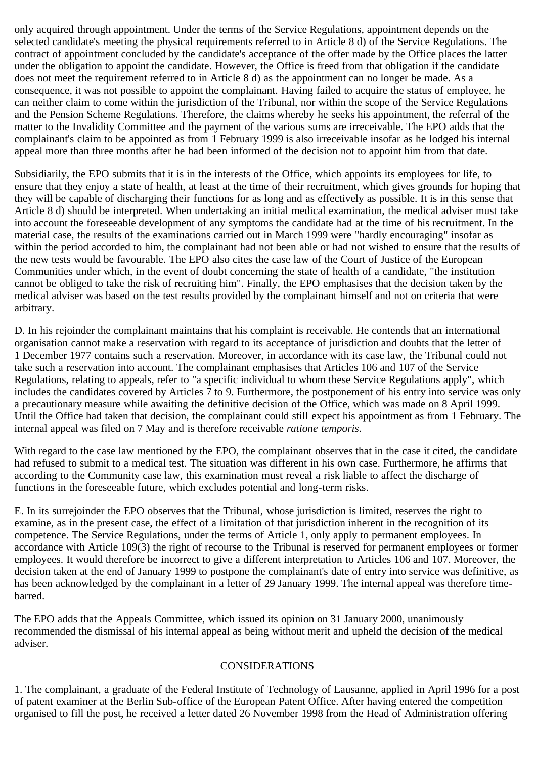only acquired through appointment. Under the terms of the Service Regulations, appointment depends on the selected candidate's meeting the physical requirements referred to in Article 8 d) of the Service Regulations. The contract of appointment concluded by the candidate's acceptance of the offer made by the Office places the latter under the obligation to appoint the candidate. However, the Office is freed from that obligation if the candidate does not meet the requirement referred to in Article 8 d) as the appointment can no longer be made. As a consequence, it was not possible to appoint the complainant. Having failed to acquire the status of employee, he can neither claim to come within the jurisdiction of the Tribunal, nor within the scope of the Service Regulations and the Pension Scheme Regulations. Therefore, the claims whereby he seeks his appointment, the referral of the matter to the Invalidity Committee and the payment of the various sums are irreceivable. The EPO adds that the complainant's claim to be appointed as from 1 February 1999 is also irreceivable insofar as he lodged his internal appeal more than three months after he had been informed of the decision not to appoint him from that date.

Subsidiarily, the EPO submits that it is in the interests of the Office, which appoints its employees for life, to ensure that they enjoy a state of health, at least at the time of their recruitment, which gives grounds for hoping that they will be capable of discharging their functions for as long and as effectively as possible. It is in this sense that Article 8 d) should be interpreted. When undertaking an initial medical examination, the medical adviser must take into account the foreseeable development of any symptoms the candidate had at the time of his recruitment. In the material case, the results of the examinations carried out in March 1999 were "hardly encouraging" insofar as within the period accorded to him, the complainant had not been able or had not wished to ensure that the results of the new tests would be favourable. The EPO also cites the case law of the Court of Justice of the European Communities under which, in the event of doubt concerning the state of health of a candidate, "the institution cannot be obliged to take the risk of recruiting him". Finally, the EPO emphasises that the decision taken by the medical adviser was based on the test results provided by the complainant himself and not on criteria that were arbitrary.

D. In his rejoinder the complainant maintains that his complaint is receivable. He contends that an international organisation cannot make a reservation with regard to its acceptance of jurisdiction and doubts that the letter of 1 December 1977 contains such a reservation. Moreover, in accordance with its case law, the Tribunal could not take such a reservation into account. The complainant emphasises that Articles 106 and 107 of the Service Regulations, relating to appeals, refer to "a specific individual to whom these Service Regulations apply", which includes the candidates covered by Articles 7 to 9. Furthermore, the postponement of his entry into service was only a precautionary measure while awaiting the definitive decision of the Office, which was made on 8 April 1999. Until the Office had taken that decision, the complainant could still expect his appointment as from 1 February. The internal appeal was filed on 7 May and is therefore receivable *ratione temporis*.

With regard to the case law mentioned by the EPO, the complainant observes that in the case it cited, the candidate had refused to submit to a medical test. The situation was different in his own case. Furthermore, he affirms that according to the Community case law, this examination must reveal a risk liable to affect the discharge of functions in the foreseeable future, which excludes potential and long-term risks.

E. In its surrejoinder the EPO observes that the Tribunal, whose jurisdiction is limited, reserves the right to examine, as in the present case, the effect of a limitation of that jurisdiction inherent in the recognition of its competence. The Service Regulations, under the terms of Article 1, only apply to permanent employees. In accordance with Article 109(3) the right of recourse to the Tribunal is reserved for permanent employees or former employees. It would therefore be incorrect to give a different interpretation to Articles 106 and 107. Moreover, the decision taken at the end of January 1999 to postpone the complainant's date of entry into service was definitive, as has been acknowledged by the complainant in a letter of 29 January 1999. The internal appeal was therefore time-barred.

The EPO adds that the Appeals Committee, which issued its opinion on 31 January 2000, unanimously recommended the dismissal of his internal appeal as being without merit and upheld the decision of the medical adviser.

## CONSIDERATIONS

1. The complainant, a graduate of the Federal Institute of Technology of Lausanne, applied in April 1996 for a post of patent examiner at the Berlin Sub-office of the European Patent Office. After having entered the competition organised to fill the post, he received a letter dated 26 November 1998 from the Head of Administration offering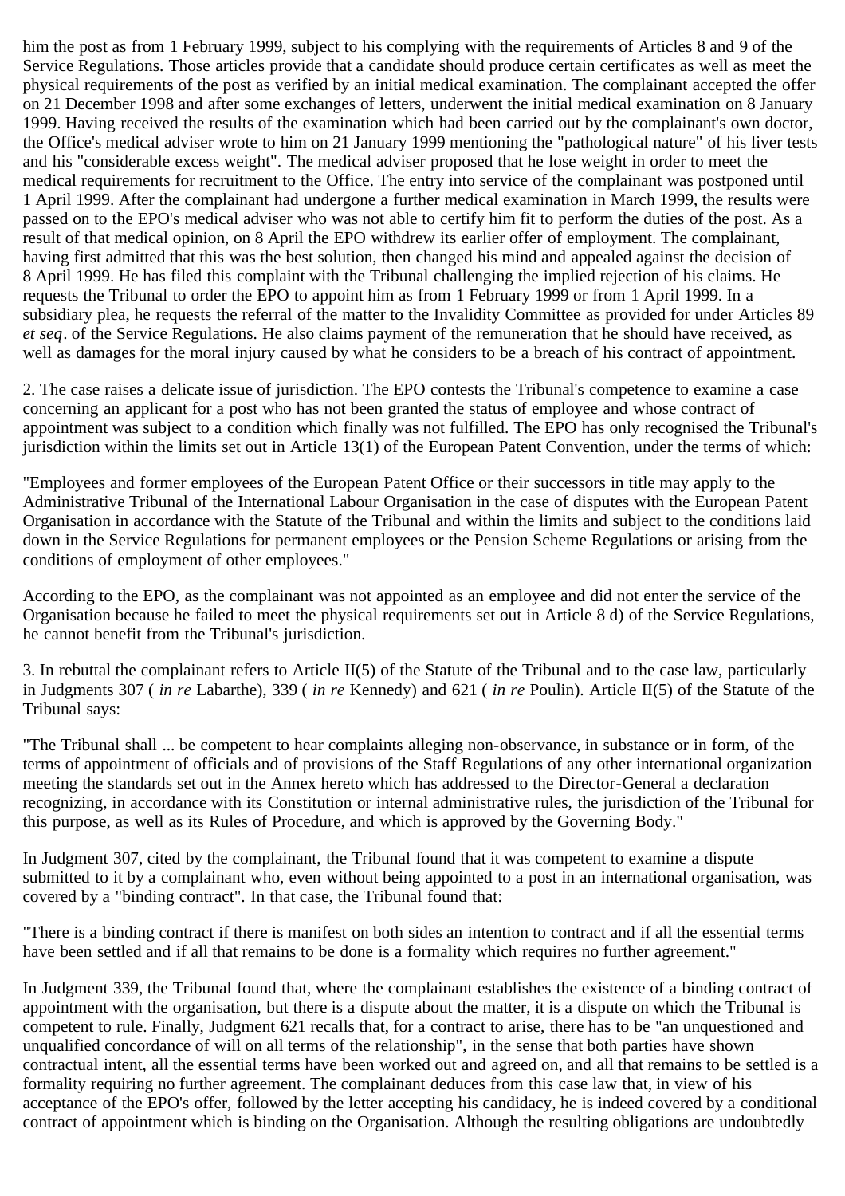him the post as from 1 February 1999, subject to his complying with the requirements of Articles 8 and 9 of the Service Regulations. Those articles provide that a candidate should produce certain certificates as well as meet the physical requirements of the post as verified by an initial medical examination. The complainant accepted the offer on 21 December 1998 and after some exchanges of letters, underwent the initial medical examination on 8 January 1999. Having received the results of the examination which had been carried out by the complainant's own doctor, the Office's medical adviser wrote to him on 21 January 1999 mentioning the "pathological nature" of his liver tests and his "considerable excess weight". The medical adviser proposed that he lose weight in order to meet the medical requirements for recruitment to the Office. The entry into service of the complainant was postponed until 1 April 1999. After the complainant had undergone a further medical examination in March 1999, the results were passed on to the EPO's medical adviser who was not able to certify him fit to perform the duties of the post. As a result of that medical opinion, on 8 April the EPO withdrew its earlier offer of employment. The complainant, having first admitted that this was the best solution, then changed his mind and appealed against the decision of 8 April 1999. He has filed this complaint with the Tribunal challenging the implied rejection of his claims. He requests the Tribunal to order the EPO to appoint him as from 1 February 1999 or from 1 April 1999. In a subsidiary plea, he requests the referral of the matter to the Invalidity Committee as provided for under Articles 89 *et seq*. of the Service Regulations. He also claims payment of the remuneration that he should have received, as well as damages for the moral injury caused by what he considers to be a breach of his contract of appointment.

2. The case raises a delicate issue of jurisdiction. The EPO contests the Tribunal's competence to examine a case concerning an applicant for a post who has not been granted the status of employee and whose contract of appointment was subject to a condition which finally was not fulfilled. The EPO has only recognised the Tribunal's jurisdiction within the limits set out in Article 13(1) of the European Patent Convention, under the terms of which:

"Employees and former employees of the European Patent Office or their successors in title may apply to the Administrative Tribunal of the International Labour Organisation in the case of disputes with the European Patent Organisation in accordance with the Statute of the Tribunal and within the limits and subject to the conditions laid down in the Service Regulations for permanent employees or the Pension Scheme Regulations or arising from the conditions of employment of other employees."

According to the EPO, as the complainant was not appointed as an employee and did not enter the service of the Organisation because he failed to meet the physical requirements set out in Article 8 d) of the Service Regulations, he cannot benefit from the Tribunal's jurisdiction.

3. In rebuttal the complainant refers to Article II(5) of the Statute of the Tribunal and to the case law, particularly in Judgments 307 ( *in re* Labarthe), 339 ( *in re* Kennedy) and 621 ( *in re* Poulin). Article II(5) of the Statute of the Tribunal says:

"The Tribunal shall ... be competent to hear complaints alleging non-observance, in substance or in form, of the terms of appointment of officials and of provisions of the Staff Regulations of any other international organization meeting the standards set out in the Annex hereto which has addressed to the Director-General a declaration recognizing, in accordance with its Constitution or internal administrative rules, the jurisdiction of the Tribunal for this purpose, as well as its Rules of Procedure, and which is approved by the Governing Body."

In Judgment 307, cited by the complainant, the Tribunal found that it was competent to examine a dispute submitted to it by a complainant who, even without being appointed to a post in an international organisation, was covered by a "binding contract". In that case, the Tribunal found that:

"There is a binding contract if there is manifest on both sides an intention to contract and if all the essential terms have been settled and if all that remains to be done is a formality which requires no further agreement."

In Judgment 339, the Tribunal found that, where the complainant establishes the existence of a binding contract of appointment with the organisation, but there is a dispute about the matter, it is a dispute on which the Tribunal is competent to rule. Finally, Judgment 621 recalls that, for a contract to arise, there has to be "an unquestioned and unqualified concordance of will on all terms of the relationship", in the sense that both parties have shown contractual intent, all the essential terms have been worked out and agreed on, and all that remains to be settled is a formality requiring no further agreement. The complainant deduces from this case law that, in view of his acceptance of the EPO's offer, followed by the letter accepting his candidacy, he is indeed covered by a conditional contract of appointment which is binding on the Organisation. Although the resulting obligations are undoubtedly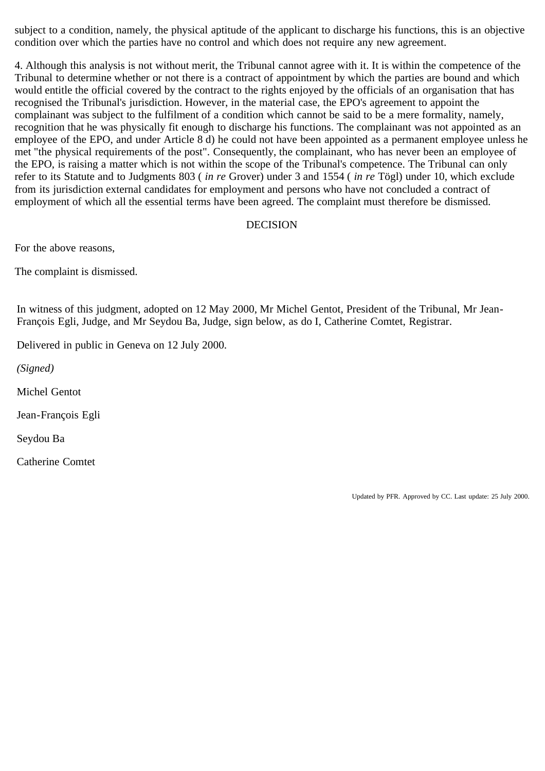subject to a condition, namely, the physical aptitude of the applicant to discharge his functions, this is an objective condition over which the parties have no control and which does not require any new agreement.

4. Although this analysis is not without merit, the Tribunal cannot agree with it. It is within the competence of the Tribunal to determine whether or not there is a contract of appointment by which the parties are bound and which would entitle the official covered by the contract to the rights enjoyed by the officials of an organisation that has recognised the Tribunal's jurisdiction. However, in the material case, the EPO's agreement to appoint the complainant was subject to the fulfilment of a condition which cannot be said to be a mere formality, namely, recognition that he was physically fit enough to discharge his functions. The complainant was not appointed as an employee of the EPO, and under Article 8 d) he could not have been appointed as a permanent employee unless he met "the physical requirements of the post". Consequently, the complainant, who has never been an employee of the EPO, is raising a matter which is not within the scope of the Tribunal's competence. The Tribunal can only refer to its Statute and to Judgments 803 ( *in re* Grover) under 3 and 1554 ( *in re* Tögl) under 10, which exclude from its jurisdiction external candidates for employment and persons who have not concluded a contract of employment of which all the essential terms have been agreed. The complaint must therefore be dismissed.

DECISION

For the above reasons,

The complaint is dismissed.

In witness of this judgment, adopted on 12 May 2000, Mr Michel Gentot, President of the Tribunal, Mr Jean-François Egli, Judge, and Mr Seydou Ba, Judge, sign below, as do I, Catherine Comtet, Registrar.

Delivered in public in Geneva on 12 July 2000.

*(Signed)*

Michel Gentot

Jean-François Egli

Seydou Ba

Catherine Comtet

Updated by PFR. Approved by CC. Last update: 25 July 2000.